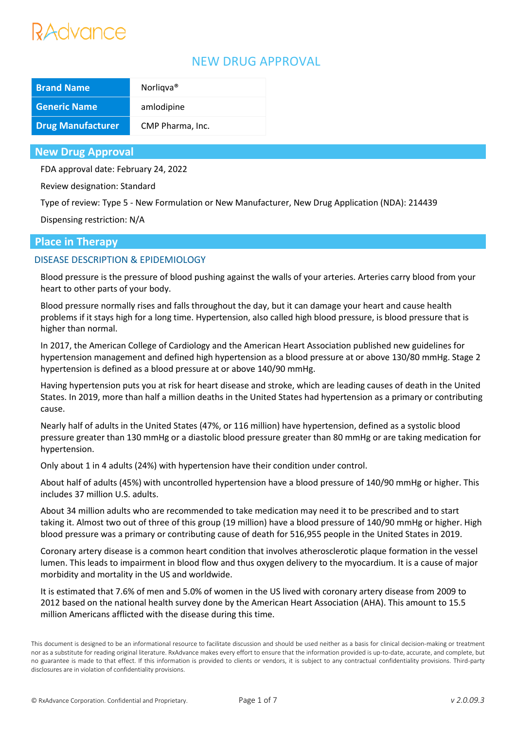RAdvance

# NEW DRUG APPROVAL

| Brand Name | Norliqva® |
|---|---|
| Generic Name | amlodipine |
| Drug Manufacturer | CMP Pharma, Inc. |

## New Drug Approval

FDA approval date: February 24, 2022

Review designation: Standard

Type of review: Type 5 - New Formulation or New Manufacturer, New Drug Application (NDA): 214439

Dispensing restriction: N/A

## Place in Therapy

### DISEASE DESCRIPTION & EPIDEMIOLOGY

Blood pressure is the pressure of blood pushing against the walls of your arteries. Arteries carry blood from your heart to other parts of your body.

Blood pressure normally rises and falls throughout the day, but it can damage your heart and cause health problems if it stays high for a long time. Hypertension, also called high blood pressure, is blood pressure that is higher than normal.

In 2017, the American College of Cardiology and the American Heart Association published new guidelines for hypertension management and defined high hypertension as a blood pressure at or above 130/80 mmHg. Stage 2 hypertension is defined as a blood pressure at or above 140/90 mmHg.

Having hypertension puts you at risk for heart disease and stroke, which are leading causes of death in the United States. In 2019, more than half a million deaths in the United States had hypertension as a primary or contributing cause.

Nearly half of adults in the United States (47%, or 116 million) have hypertension, defined as a systolic blood pressure greater than 130 mmHg or a diastolic blood pressure greater than 80 mmHg or are taking medication for hypertension.

Only about 1 in 4 adults (24%) with hypertension have their condition under control.

About half of adults (45%) with uncontrolled hypertension have a blood pressure of 140/90 mmHg or higher. This includes 37 million U.S. adults.

About 34 million adults who are recommended to take medication may need it to be prescribed and to start taking it. Almost two out of three of this group (19 million) have a blood pressure of 140/90 mmHg or higher. High blood pressure was a primary or contributing cause of death for 516,955 people in the United States in 2019.

Coronary artery disease is a common heart condition that involves atherosclerotic plaque formation in the vessel lumen. This leads to impairment in blood flow and thus oxygen delivery to the myocardium. It is a cause of major morbidity and mortality in the US and worldwide.

It is estimated that 7.6% of men and 5.0% of women in the US lived with coronary artery disease from 2009 to 2012 based on the national health survey done by the American Heart Association (AHA). This amount to 15.5 million Americans afflicted with the disease during this time.

This document is designed to be an informational resource to facilitate discussion and should be used neither as a basis for clinical decision-making or treatment nor as a substitute for reading original literature. RxAdvance makes every effort to ensure that the information provided is up-to-date, accurate, and complete, but no guarantee is made to that effect. If this information is provided to clients or vendors, it is subject to any contractual confidentiality provisions. Third-party disclosures are in violation of confidentiality provisions.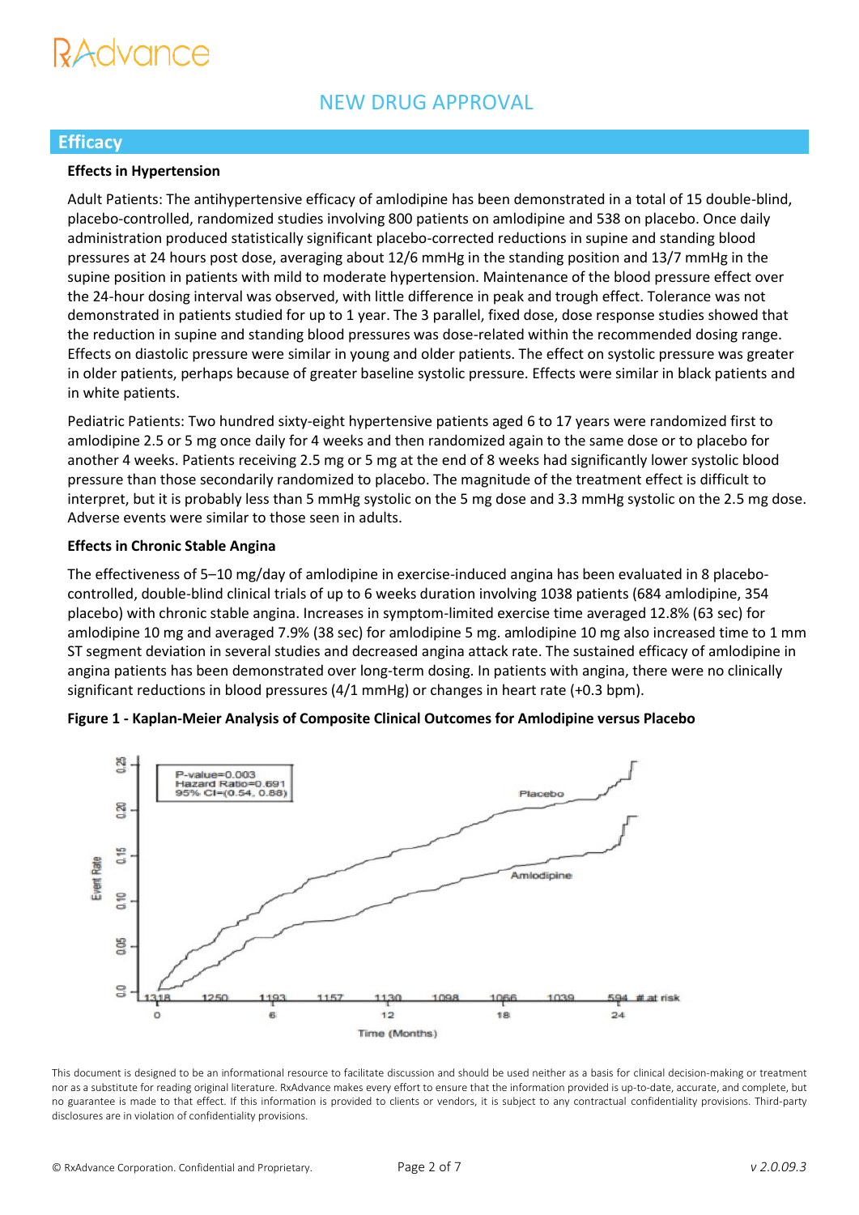## NEW DRUG APPROVAL

## Efficacy

**Effects in Hypertension**

Adult Patients: The antihypertensive efficacy of amlodipine has been demonstrated in a total of 15 double-blind, placebo-controlled, randomized studies involving 800 patients on amlodipine and 538 on placebo. Once daily administration produced statistically significant placebo-corrected reductions in supine and standing blood pressures at 24 hours post dose, averaging about 12/6 mmHg in the standing position and 13/7 mmHg in the supine position in patients with mild to moderate hypertension. Maintenance of the blood pressure effect over the 24-hour dosing interval was observed, with little difference in peak and trough effect. Tolerance was not demonstrated in patients studied for up to 1 year. The 3 parallel, fixed dose, dose response studies showed that the reduction in supine and standing blood pressures was dose-related within the recommended dosing range. Effects on diastolic pressure were similar in young and older patients. The effect on systolic pressure was greater in older patients, perhaps because of greater baseline systolic pressure. Effects were similar in black patients and in white patients.

Pediatric Patients: Two hundred sixty-eight hypertensive patients aged 6 to 17 years were randomized first to amlodipine 2.5 or 5 mg once daily for 4 weeks and then randomized again to the same dose or to placebo for another 4 weeks. Patients receiving 2.5 mg or 5 mg at the end of 8 weeks had significantly lower systolic blood pressure than those secondarily randomized to placebo. The magnitude of the treatment effect is difficult to interpret, but it is probably less than 5 mmHg systolic on the 5 mg dose and 3.3 mmHg systolic on the 2.5 mg dose. Adverse events were similar to those seen in adults.

**Effects in Chronic Stable Angina**

The effectiveness of 5–10 mg/day of amlodipine in exercise-induced angina has been evaluated in 8 placebo-controlled, double-blind clinical trials of up to 6 weeks duration involving 1038 patients (684 amlodipine, 354 placebo) with chronic stable angina. Increases in symptom-limited exercise time averaged 12.8% (63 sec) for amlodipine 10 mg and averaged 7.9% (38 sec) for amlodipine 5 mg. amlodipine 10 mg also increased time to 1 mm ST segment deviation in several studies and decreased angina attack rate. The sustained efficacy of amlodipine in angina patients has been demonstrated over long-term dosing. In patients with angina, there were no clinically significant reductions in blood pressures (4/1 mmHg) or changes in heart rate (+0.3 bpm).

**Figure 1 - Kaplan-Meier Analysis of Composite Clinical Outcomes for Amlodipine versus Placebo**

P-value=0.003
Hazard Ratio=0.691
95% CI=(0.54, 0.88)

| Time (Months) | 0 | | 6 | | 12 | | 18 | | 24 |
|---|---|---|---|---|---|---|---|---|---|
| # at risk | 1318 | 1250 | 1193 | 1157 | 1130 | 1098 | 1066 | 1039 | 594 |

This document is designed to be an informational resource to facilitate discussion and should be used neither as a basis for clinical decision-making or treatment nor as a substitute for reading original literature. RxAdvance makes every effort to ensure that the information provided is up-to-date, accurate, and complete, but no guarantee is made to that effect. If this information is provided to clients or vendors, it is subject to any contractual confidentiality provisions. Third-party disclosures are in violation of confidentiality provisions.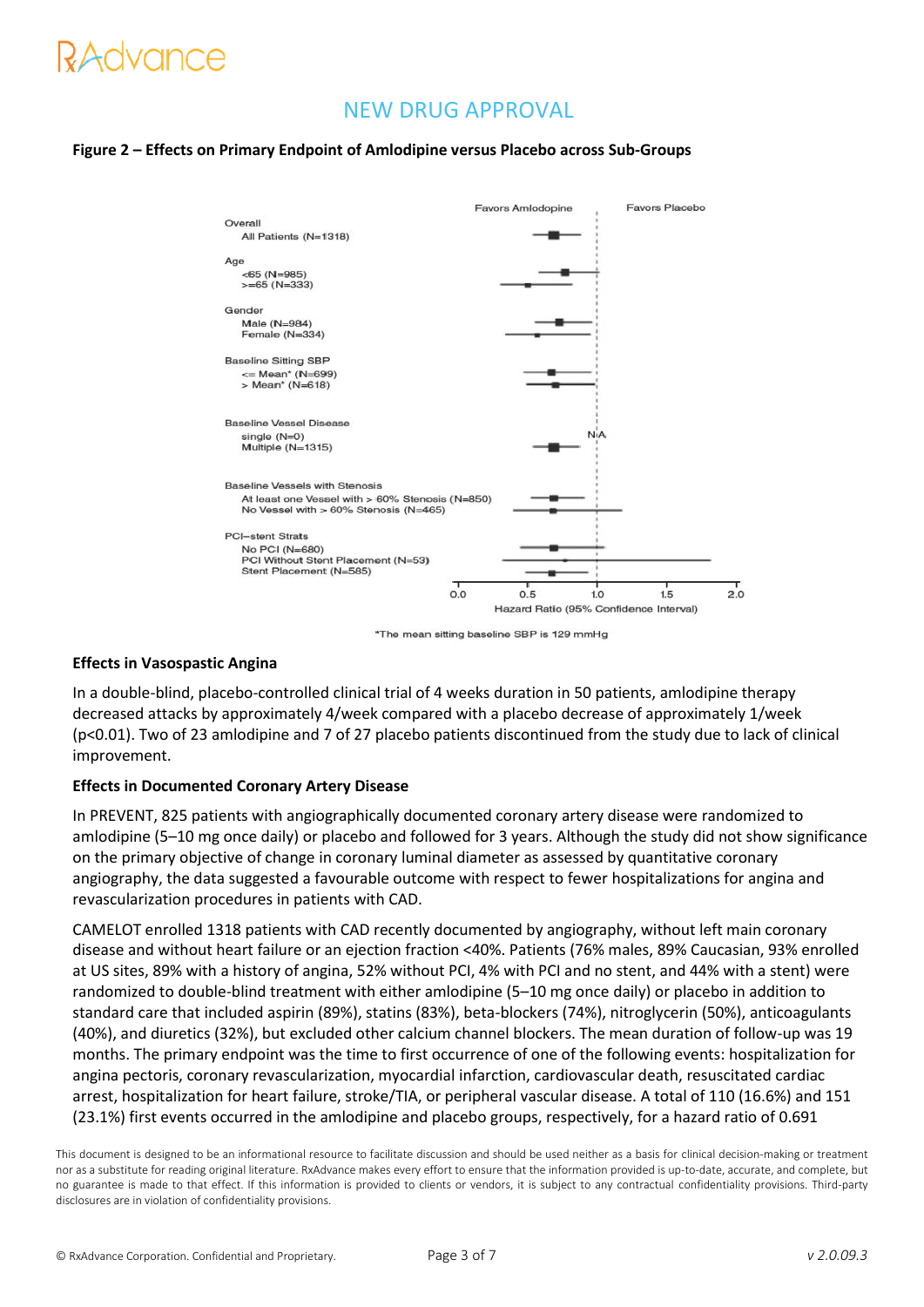# NEW DRUG APPROVAL

**Figure 2 – Effects on Primary Endpoint of Amlodipine versus Placebo across Sub-Groups**

Favors Amlodipine | Favors Placebo

Overall
All Patients (N=1318)

Age
<65 (N=985)
>=65 (N=333)

Gender
Male (N=984)
Female (N=334)

Baseline Sitting SBP
<= Mean* (N=699)
> Mean* (N=618)

Baseline Vessel Disease
single (N=0) — NA
Multiple (N=1315)

Baseline Vessels with Stenosis
At least one Vessel with > 60% Stenosis (N=850)
No Vessel with > 60% Stenosis (N=465)

PCI–stent Strats
No PCI (N=680)
PCI Without Stent Placement (N=53)
Stent Placement (N=585)

0.0 0.5 1.0 1.5 2.0
Hazard Ratio (95% Confidence Interval)

*The mean sitting baseline SBP is 129 mmHg

**Effects in Vasospastic Angina**

In a double-blind, placebo-controlled clinical trial of 4 weeks duration in 50 patients, amlodipine therapy decreased attacks by approximately 4/week compared with a placebo decrease of approximately 1/week ($p<0.01$). Two of 23 amlodipine and 7 of 27 placebo patients discontinued from the study due to lack of clinical improvement.

**Effects in Documented Coronary Artery Disease**

In PREVENT, 825 patients with angiographically documented coronary artery disease were randomized to amlodipine (5–10 mg once daily) or placebo and followed for 3 years. Although the study did not show significance on the primary objective of change in coronary luminal diameter as assessed by quantitative coronary angiography, the data suggested a favourable outcome with respect to fewer hospitalizations for angina and revascularization procedures in patients with CAD.

CAMELOT enrolled 1318 patients with CAD recently documented by angiography, without left main coronary disease and without heart failure or an ejection fraction <40%. Patients (76% males, 89% Caucasian, 93% enrolled at US sites, 89% with a history of angina, 52% without PCI, 4% with PCI and no stent, and 44% with a stent) were randomized to double-blind treatment with either amlodipine (5–10 mg once daily) or placebo in addition to standard care that included aspirin (89%), statins (83%), beta-blockers (74%), nitroglycerin (50%), anticoagulants (40%), and diuretics (32%), but excluded other calcium channel blockers. The mean duration of follow-up was 19 months. The primary endpoint was the time to first occurrence of one of the following events: hospitalization for angina pectoris, coronary revascularization, myocardial infarction, cardiovascular death, resuscitated cardiac arrest, hospitalization for heart failure, stroke/TIA, or peripheral vascular disease. A total of 110 (16.6%) and 151 (23.1%) first events occurred in the amlodipine and placebo groups, respectively, for a hazard ratio of 0.691

This document is designed to be an informational resource to facilitate discussion and should be used neither as a basis for clinical decision-making or treatment nor as a substitute for reading original literature. RxAdvance makes every effort to ensure that the information provided is up-to-date, accurate, and complete, but no guarantee is made to that effect. If this information is provided to clients or vendors, it is subject to any contractual confidentiality provisions. Third-party disclosures are in violation of confidentiality provisions.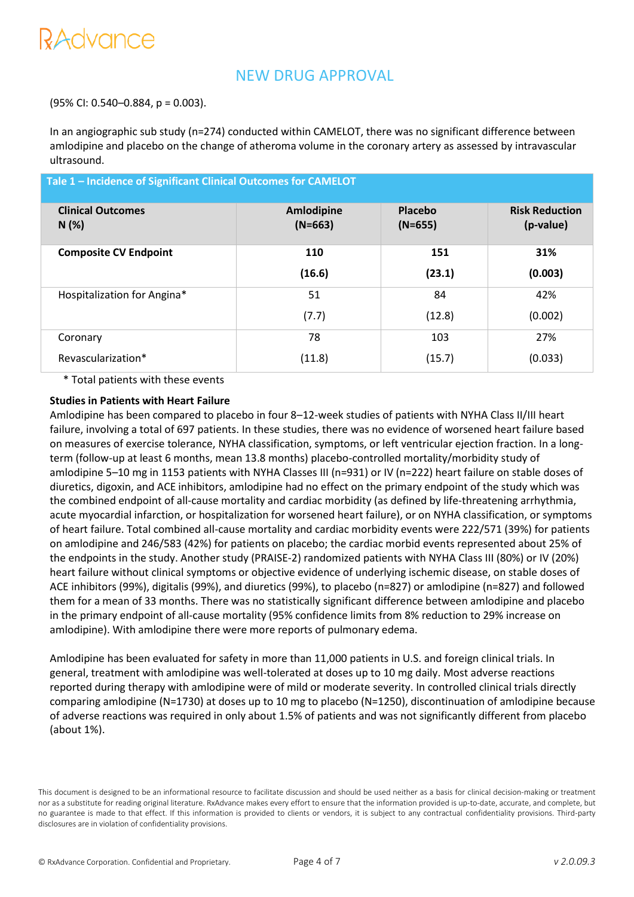(95% CI: 0.540–0.884, p = 0.003).

In an angiographic sub study (n=274) conducted within CAMELOT, there was no significant difference between amlodipine and placebo on the change of atheroma volume in the coronary artery as assessed by intravascular ultrasound.

**Tale 1 – Incidence of Significant Clinical Outcomes for CAMELOT**

| Clinical Outcomes N (%) | Amlodipine (N=663) | Placebo (N=655) | Risk Reduction (p-value) |
|---|---|---|---|
| **Composite CV Endpoint** | **110 (16.6)** | **151 (23.1)** | **31% (0.003)** |
| Hospitalization for Angina* | 51 (7.7) | 84 (12.8) | 42% (0.002) |
| Coronary Revascularization* | 78 (11.8) | 103 (15.7) | 27% (0.033) |

\* Total patients with these events

**Studies in Patients with Heart Failure**

Amlodipine has been compared to placebo in four 8–12-week studies of patients with NYHA Class II/III heart failure, involving a total of 697 patients. In these studies, there was no evidence of worsened heart failure based on measures of exercise tolerance, NYHA classification, symptoms, or left ventricular ejection fraction. In a long-term (follow-up at least 6 months, mean 13.8 months) placebo-controlled mortality/morbidity study of amlodipine 5–10 mg in 1153 patients with NYHA Classes III (n=931) or IV (n=222) heart failure on stable doses of diuretics, digoxin, and ACE inhibitors, amlodipine had no effect on the primary endpoint of the study which was the combined endpoint of all-cause mortality and cardiac morbidity (as defined by life-threatening arrhythmia, acute myocardial infarction, or hospitalization for worsened heart failure), or on NYHA classification, or symptoms of heart failure. Total combined all-cause mortality and cardiac morbidity events were 222/571 (39%) for patients on amlodipine and 246/583 (42%) for patients on placebo; the cardiac morbid events represented about 25% of the endpoints in the study. Another study (PRAISE-2) randomized patients with NYHA Class III (80%) or IV (20%) heart failure without clinical symptoms or objective evidence of underlying ischemic disease, on stable doses of ACE inhibitors (99%), digitalis (99%), and diuretics (99%), to placebo (n=827) or amlodipine (n=827) and followed them for a mean of 33 months. There was no statistically significant difference between amlodipine and placebo in the primary endpoint of all-cause mortality (95% confidence limits from 8% reduction to 29% increase on amlodipine). With amlodipine there were more reports of pulmonary edema.

Amlodipine has been evaluated for safety in more than 11,000 patients in U.S. and foreign clinical trials. In general, treatment with amlodipine was well-tolerated at doses up to 10 mg daily. Most adverse reactions reported during therapy with amlodipine were of mild or moderate severity. In controlled clinical trials directly comparing amlodipine (N=1730) at doses up to 10 mg to placebo (N=1250), discontinuation of amlodipine because of adverse reactions was required in only about 1.5% of patients and was not significantly different from placebo (about 1%).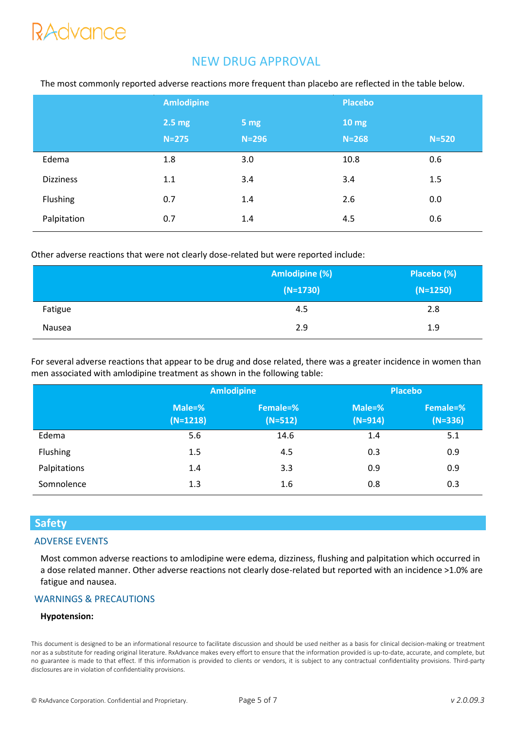NEW DRUG APPROVAL

The most commonly reported adverse reactions more frequent than placebo are reflected in the table below.

| | Amlodipine | | | Placebo |
|---|---|---|---|---|
| | 2.5 mg | 5 mg | 10 mg | |
| | N=275 | N=296 | N=268 | N=520 |
| Edema | 1.8 | 3.0 | 10.8 | 0.6 |
| Dizziness | 1.1 | 3.4 | 3.4 | 1.5 |
| Flushing | 0.7 | 1.4 | 2.6 | 0.0 |
| Palpitation | 0.7 | 1.4 | 4.5 | 0.6 |

Other adverse reactions that were not clearly dose-related but were reported include:

| | Amlodipine (%) (N=1730) | Placebo (%) (N=1250) |
|---|---|---|
| Fatigue | 4.5 | 2.8 |
| Nausea | 2.9 | 1.9 |

For several adverse reactions that appear to be drug and dose related, there was a greater incidence in women than men associated with amlodipine treatment as shown in the following table:

| | Amlodipine | | Placebo | |
|---|---|---|---|---|
| | Male=% (N=1218) | Female=% (N=512) | Male=% (N=914) | Female=% (N=336) |
| Edema | 5.6 | 14.6 | 1.4 | 5.1 |
| Flushing | 1.5 | 4.5 | 0.3 | 0.9 |
| Palpitations | 1.4 | 3.3 | 0.9 | 0.9 |
| Somnolence | 1.3 | 1.6 | 0.8 | 0.3 |

## Safety

### ADVERSE EVENTS

Most common adverse reactions to amlodipine were edema, dizziness, flushing and palpitation which occurred in a dose related manner. Other adverse reactions not clearly dose-related but reported with an incidence >1.0% are fatigue and nausea.

### WARNINGS & PRECAUTIONS

**Hypotension:**

This document is designed to be an informational resource to facilitate discussion and should be used neither as a basis for clinical decision-making or treatment nor as a substitute for reading original literature. RxAdvance makes every effort to ensure that the information provided is up-to-date, accurate, and complete, but no guarantee is made to that effect. If this information is provided to clients or vendors, it is subject to any contractual confidentiality provisions. Third-party disclosures are in violation of confidentiality provisions.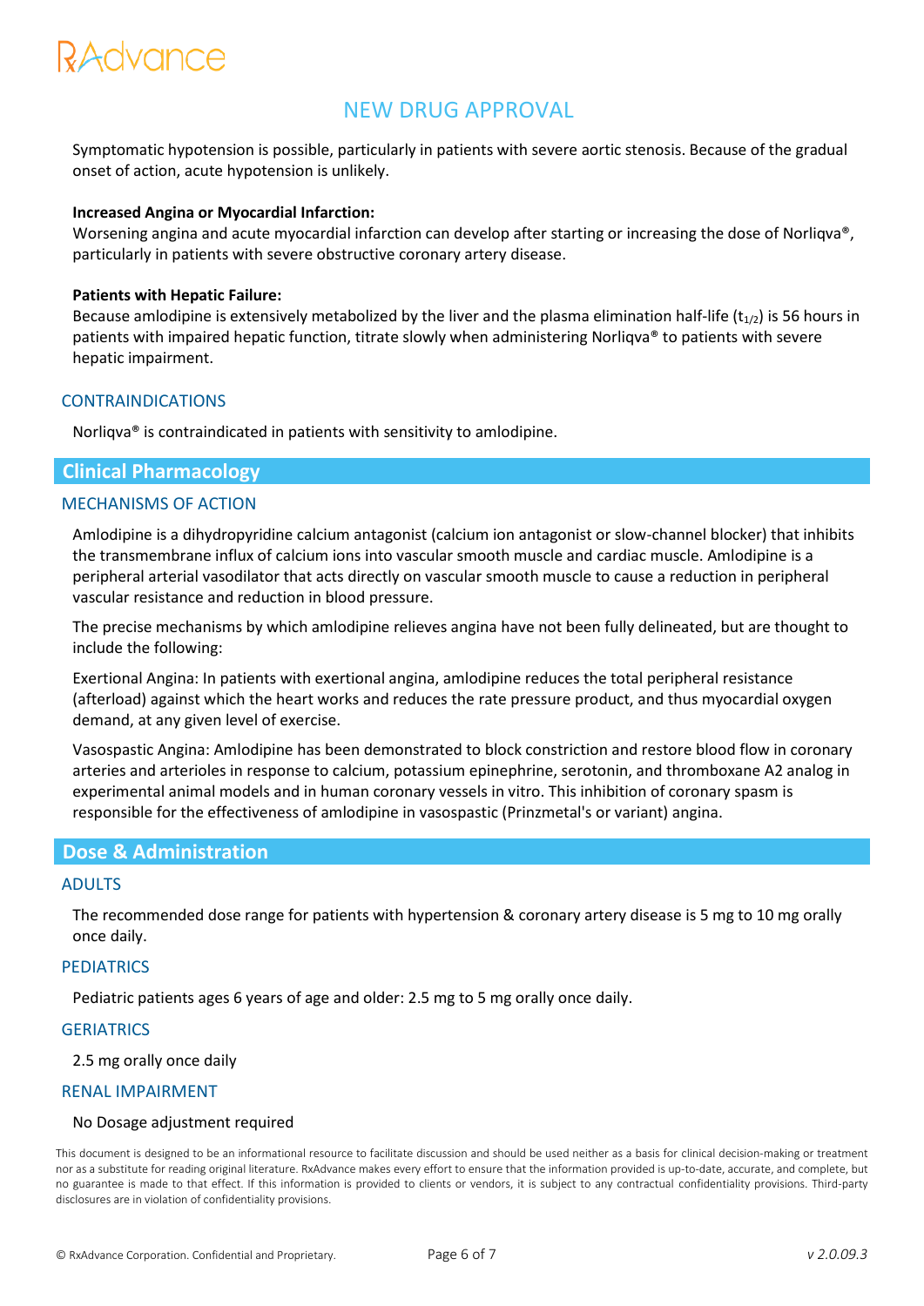Symptomatic hypotension is possible, particularly in patients with severe aortic stenosis. Because of the gradual onset of action, acute hypotension is unlikely.

**Increased Angina or Myocardial Infarction:**
Worsening angina and acute myocardial infarction can develop after starting or increasing the dose of Norliqva®, particularly in patients with severe obstructive coronary artery disease.

**Patients with Hepatic Failure:**
Because amlodipine is extensively metabolized by the liver and the plasma elimination half-life ($t_{1/2}$) is 56 hours in patients with impaired hepatic function, titrate slowly when administering Norliqva® to patients with severe hepatic impairment.

### CONTRAINDICATIONS

Norliqva® is contraindicated in patients with sensitivity to amlodipine.

## Clinical Pharmacology

### MECHANISMS OF ACTION

Amlodipine is a dihydropyridine calcium antagonist (calcium ion antagonist or slow-channel blocker) that inhibits the transmembrane influx of calcium ions into vascular smooth muscle and cardiac muscle. Amlodipine is a peripheral arterial vasodilator that acts directly on vascular smooth muscle to cause a reduction in peripheral vascular resistance and reduction in blood pressure.

The precise mechanisms by which amlodipine relieves angina have not been fully delineated, but are thought to include the following:

Exertional Angina: In patients with exertional angina, amlodipine reduces the total peripheral resistance (afterload) against which the heart works and reduces the rate pressure product, and thus myocardial oxygen demand, at any given level of exercise.

Vasospastic Angina: Amlodipine has been demonstrated to block constriction and restore blood flow in coronary arteries and arterioles in response to calcium, potassium epinephrine, serotonin, and thromboxane A2 analog in experimental animal models and in human coronary vessels in vitro. This inhibition of coronary spasm is responsible for the effectiveness of amlodipine in vasospastic (Prinzmetal's or variant) angina.

## Dose & Administration

### ADULTS

The recommended dose range for patients with hypertension & coronary artery disease is 5 mg to 10 mg orally once daily.

### PEDIATRICS

Pediatric patients ages 6 years of age and older: 2.5 mg to 5 mg orally once daily.

### GERIATRICS

2.5 mg orally once daily

### RENAL IMPAIRMENT

No Dosage adjustment required

This document is designed to be an informational resource to facilitate discussion and should be used neither as a basis for clinical decision-making or treatment nor as a substitute for reading original literature. RxAdvance makes every effort to ensure that the information provided is up-to-date, accurate, and complete, but no guarantee is made to that effect. If this information is provided to clients or vendors, it is subject to any contractual confidentiality provisions. Third-party disclosures are in violation of confidentiality provisions.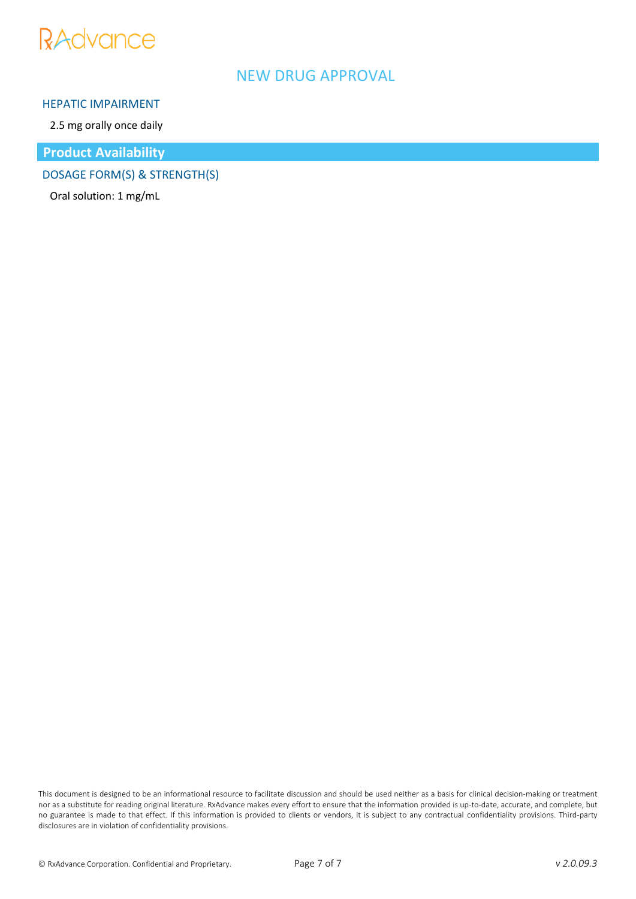### HEPATIC IMPAIRMENT

2.5 mg orally once daily

## Product Availability

### DOSAGE FORM(S) & STRENGTH(S)

Oral solution: 1 mg/mL

This document is designed to be an informational resource to facilitate discussion and should be used neither as a basis for clinical decision-making or treatment nor as a substitute for reading original literature. RxAdvance makes every effort to ensure that the information provided is up-to-date, accurate, and complete, but no guarantee is made to that effect. If this information is provided to clients or vendors, it is subject to any contractual confidentiality provisions. Third-party disclosures are in violation of confidentiality provisions.